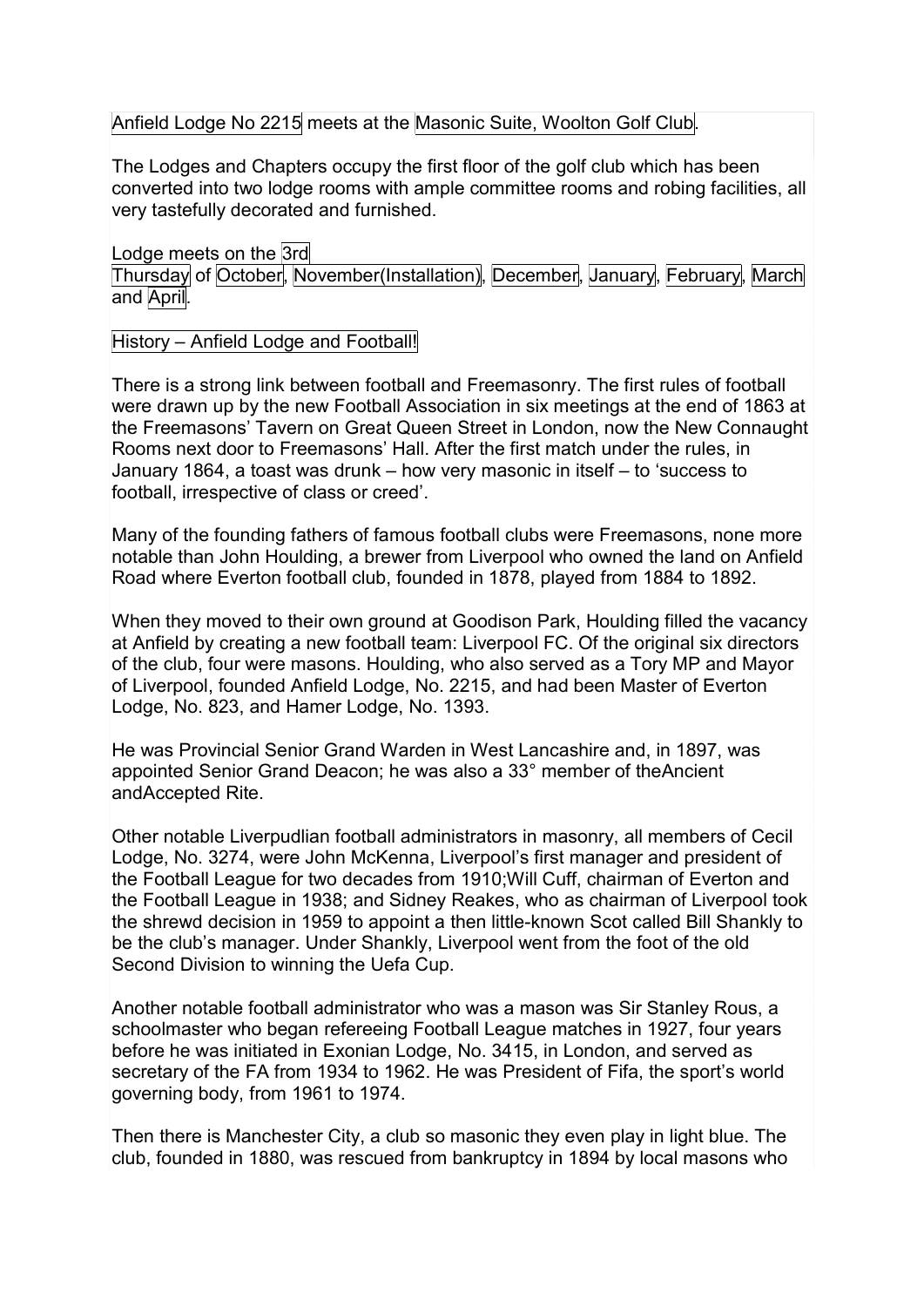Anfield Lodge No 2215 meets at the Masonic Suite, Woolton Golf Club.

The Lodges and Chapters occupy the first floor of the golf club which has been converted into two lodge rooms with ample committee rooms and robing facilities, all very tastefully decorated and furnished.

Lodge meets on the 3rd Thursday of October, November(Installation), December, January, February, March and April.

## History – Anfield Lodge and Football!

There is a strong link between football and Freemasonry. The first rules of football were drawn up by the new Football Association in six meetings at the end of 1863 at the Freemasons' Tavern on Great Queen Street in London, now the New Connaught Rooms next door to Freemasons' Hall. After the first match under the rules, in January 1864, a toast was drunk – how very masonic in itself – to 'success to football, irrespective of class or creed'.

Many of the founding fathers of famous football clubs were Freemasons, none more notable than John Houlding, a brewer from Liverpool who owned the land on Anfield Road where Everton football club, founded in 1878, played from 1884 to 1892.

When they moved to their own ground at Goodison Park, Houlding filled the vacancy at Anfield by creating a new football team: Liverpool FC. Of the original six directors of the club, four were masons. Houlding, who also served as a Tory MP and Mayor of Liverpool, founded Anfield Lodge, No. 2215, and had been Master of Everton Lodge, No. 823, and Hamer Lodge, No. 1393.

He was Provincial Senior Grand Warden in West Lancashire and, in 1897, was appointed Senior Grand Deacon; he was also a 33° member of theAncient andAccepted Rite.

Other notable Liverpudlian football administrators in masonry, all members of Cecil Lodge, No. 3274, were John McKenna, Liverpool's first manager and president of the Football League for two decades from 1910;Will Cuff, chairman of Everton and the Football League in 1938; and Sidney Reakes, who as chairman of Liverpool took the shrewd decision in 1959 to appoint a then little-known Scot called Bill Shankly to be the club's manager. Under Shankly, Liverpool went from the foot of the old Second Division to winning the Uefa Cup.

Another notable football administrator who was a mason was Sir Stanley Rous, a schoolmaster who began refereeing Football League matches in 1927, four years before he was initiated in Exonian Lodge, No. 3415, in London, and served as secretary of the FA from 1934 to 1962. He was President of Fifa, the sport's world governing body, from 1961 to 1974.

Then there is Manchester City, a club so masonic they even play in light blue. The club, founded in 1880, was rescued from bankruptcy in 1894 by local masons who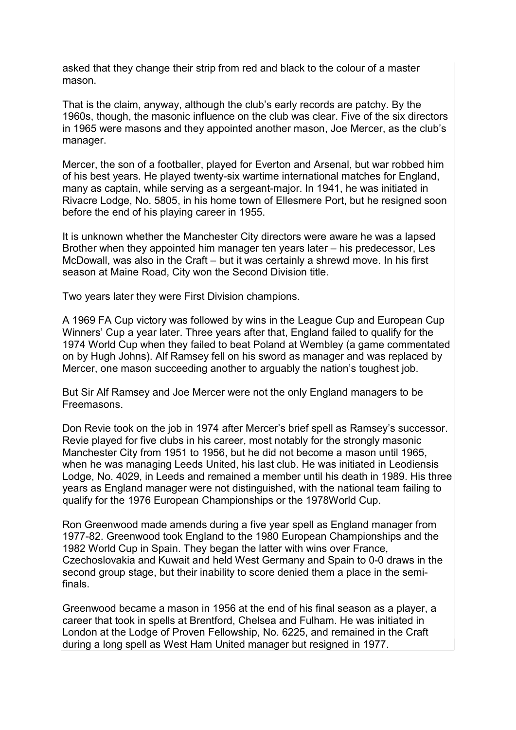asked that they change their strip from red and black to the colour of a master mason.

That is the claim, anyway, although the club's early records are patchy. By the 1960s, though, the masonic influence on the club was clear. Five of the six directors in 1965 were masons and they appointed another mason, Joe Mercer, as the club's manager.

Mercer, the son of a footballer, played for Everton and Arsenal, but war robbed him of his best years. He played twenty-six wartime international matches for England, many as captain, while serving as a sergeant-major. In 1941, he was initiated in Rivacre Lodge, No. 5805, in his home town of Ellesmere Port, but he resigned soon before the end of his playing career in 1955.

It is unknown whether the Manchester City directors were aware he was a lapsed Brother when they appointed him manager ten years later – his predecessor, Les McDowall, was also in the Craft – but it was certainly a shrewd move. In his first season at Maine Road, City won the Second Division title.

Two years later they were First Division champions.

A 1969 FA Cup victory was followed by wins in the League Cup and European Cup Winners' Cup a year later. Three years after that, England failed to qualify for the 1974 World Cup when they failed to beat Poland at Wembley (a game commentated on by Hugh Johns). Alf Ramsey fell on his sword as manager and was replaced by Mercer, one mason succeeding another to arguably the nation's toughest job.

But Sir Alf Ramsey and Joe Mercer were not the only England managers to be Freemasons.

Don Revie took on the job in 1974 after Mercer's brief spell as Ramsey's successor. Revie played for five clubs in his career, most notably for the strongly masonic Manchester City from 1951 to 1956, but he did not become a mason until 1965, when he was managing Leeds United, his last club. He was initiated in Leodiensis Lodge, No. 4029, in Leeds and remained a member until his death in 1989. His three years as England manager were not distinguished, with the national team failing to qualify for the 1976 European Championships or the 1978World Cup.

Ron Greenwood made amends during a five year spell as England manager from 1977-82. Greenwood took England to the 1980 European Championships and the 1982 World Cup in Spain. They began the latter with wins over France, Czechoslovakia and Kuwait and held West Germany and Spain to 0-0 draws in the second group stage, but their inability to score denied them a place in the semi-finals.

Greenwood became a mason in 1956 at the end of his final season as a player, a career that took in spells at Brentford, Chelsea and Fulham. He was initiated in London at the Lodge of Proven Fellowship, No. 6225, and remained in the Craft during a long spell as West Ham United manager but resigned in 1977.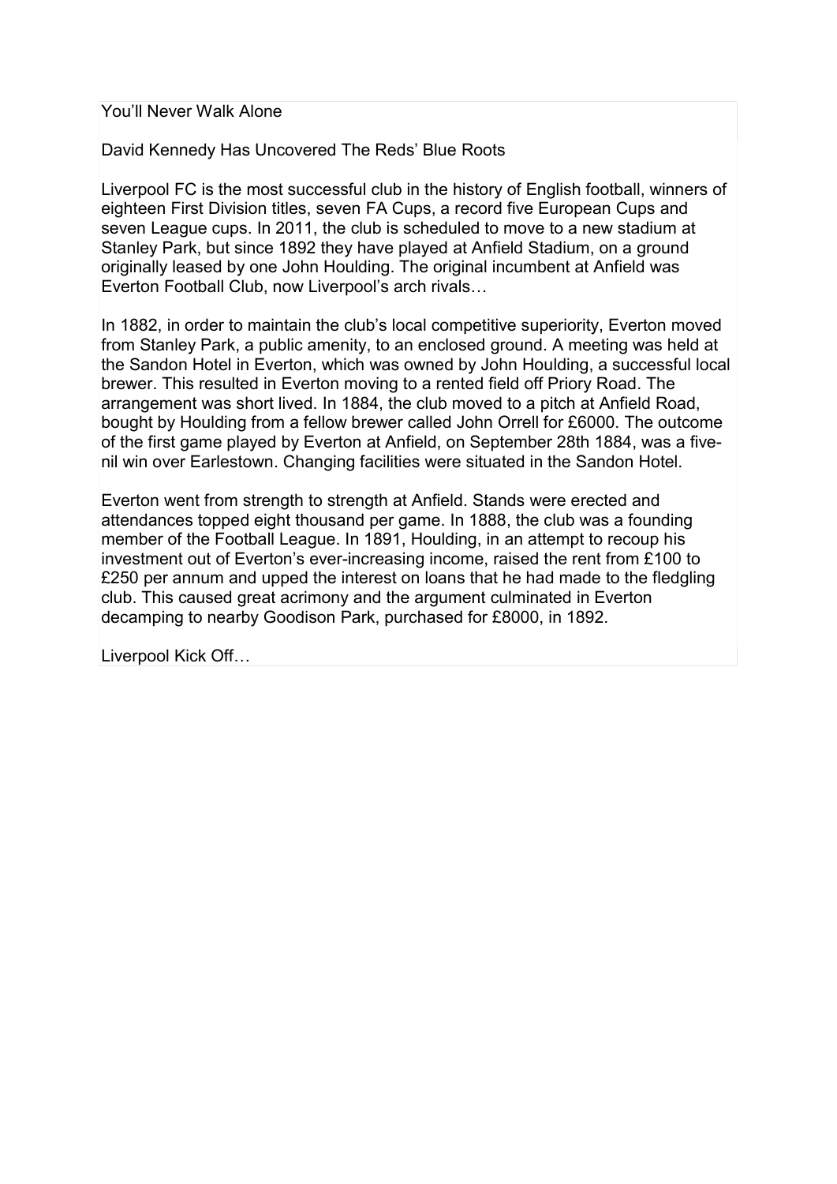# You'll Never Walk Alone

## David Kennedy Has Uncovered The Reds' Blue Roots

Liverpool FC is the most successful club in the history of English football, winners of eighteen First Division titles, seven FA Cups, a record five European Cups and seven League cups. In 2011, the club is scheduled to move to a new stadium at Stanley Park, but since 1892 they have played at Anfield Stadium, on a ground originally leased by one John Houlding. The original incumbent at Anfield was Everton Football Club, now Liverpool's arch rivals…

In 1882, in order to maintain the club's local competitive superiority, Everton moved from Stanley Park, a public amenity, to an enclosed ground. A meeting was held at the Sandon Hotel in Everton, which was owned by John Houlding, a successful local brewer. This resulted in Everton moving to a rented field off Priory Road. The arrangement was short lived. In 1884, the club moved to a pitch at Anfield Road, bought by Houlding from a fellow brewer called John Orrell for £6000. The outcome of the first game played by Everton at Anfield, on September 28th 1884, was a five-nil win over Earlestown. Changing facilities were situated in the Sandon Hotel.

Everton went from strength to strength at Anfield. Stands were erected and attendances topped eight thousand per game. In 1888, the club was a founding member of the Football League. In 1891, Houlding, in an attempt to recoup his investment out of Everton's ever-increasing income, raised the rent from £100 to £250 per annum and upped the interest on loans that he had made to the fledgling club. This caused great acrimony and the argument culminated in Everton decamping to nearby Goodison Park, purchased for £8000, in 1892.

### Liverpool Kick Off…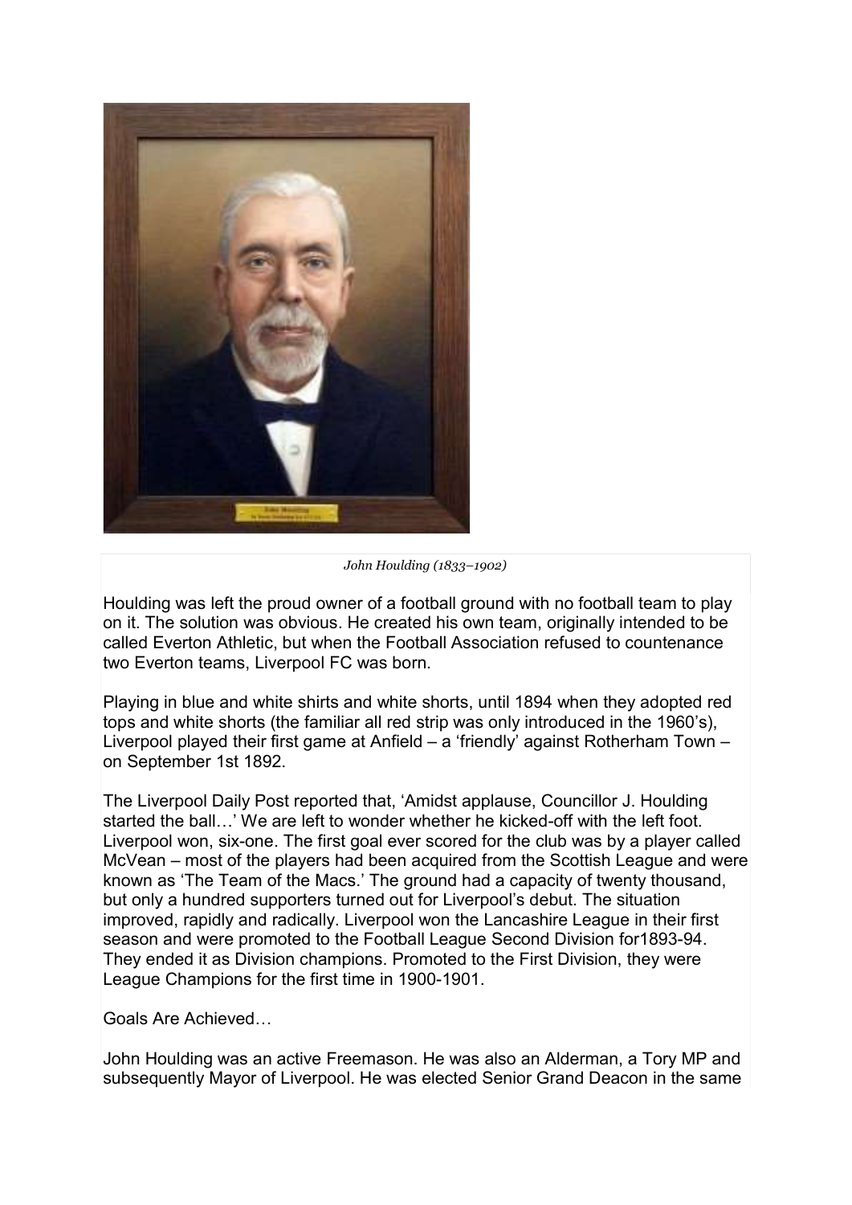*John Houlding (1833–1902)*

Houlding was left the proud owner of a football ground with no football team to play on it. The solution was obvious. He created his own team, originally intended to be called Everton Athletic, but when the Football Association refused to countenance two Everton teams, Liverpool FC was born.

Playing in blue and white shirts and white shorts, until 1894 when they adopted red tops and white shorts (the familiar all red strip was only introduced in the 1960's), Liverpool played their first game at Anfield – a 'friendly' against Rotherham Town – on September 1st 1892.

The Liverpool Daily Post reported that, 'Amidst applause, Councillor J. Houlding started the ball…' We are left to wonder whether he kicked-off with the left foot. Liverpool won, six-one. The first goal ever scored for the club was by a player called McVean – most of the players had been acquired from the Scottish League and were known as 'The Team of the Macs.' The ground had a capacity of twenty thousand, but only a hundred supporters turned out for Liverpool's debut. The situation improved, rapidly and radically. Liverpool won the Lancashire League in their first season and were promoted to the Football League Second Division for1893-94. They ended it as Division champions. Promoted to the First Division, they were League Champions for the first time in 1900-1901.

Goals Are Achieved…

John Houlding was an active Freemason. He was also an Alderman, a Tory MP and subsequently Mayor of Liverpool. He was elected Senior Grand Deacon in the same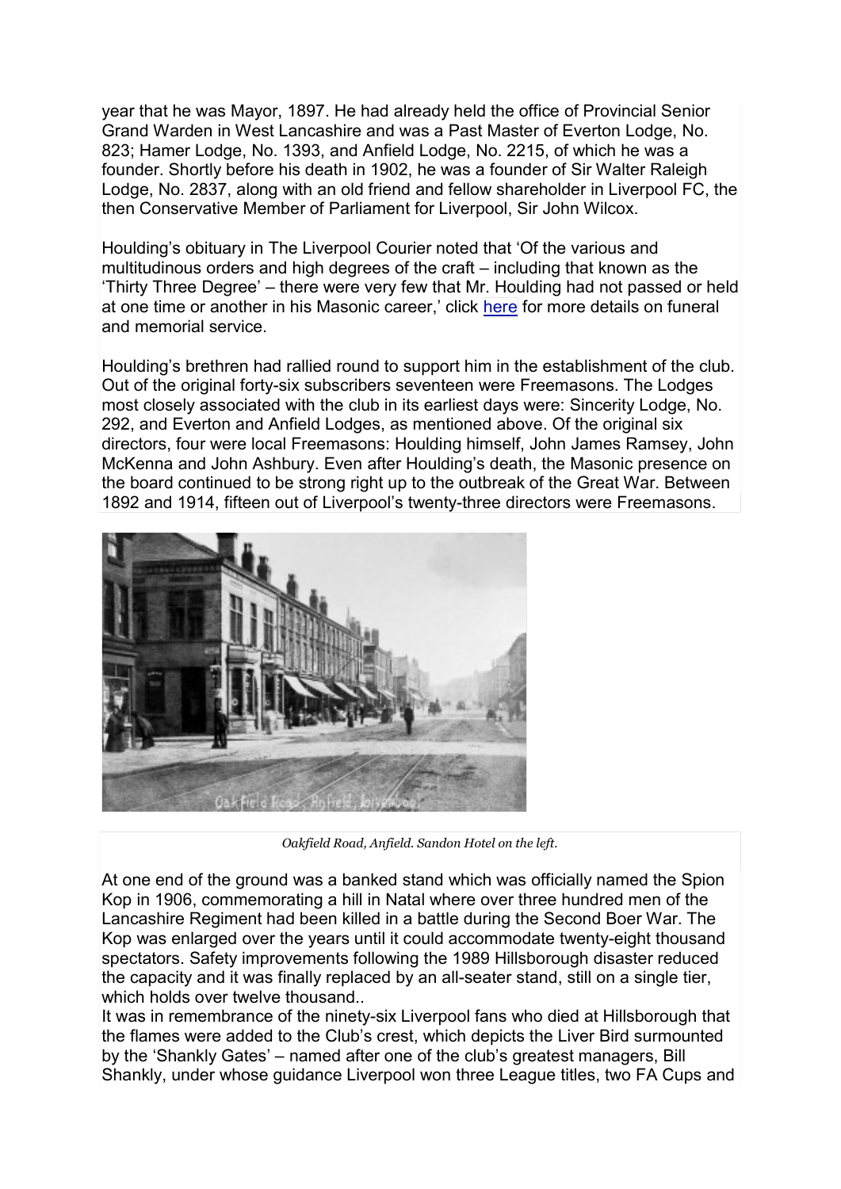year that he was Mayor, 1897. He had already held the office of Provincial Senior Grand Warden in West Lancashire and was a Past Master of Everton Lodge, No. 823; Hamer Lodge, No. 1393, and Anfield Lodge, No. 2215, of which he was a founder. Shortly before his death in 1902, he was a founder of Sir Walter Raleigh Lodge, No. 2837, along with an old friend and fellow shareholder in Liverpool FC, the then Conservative Member of Parliament for Liverpool, Sir John Wilcox.

Houlding's obituary in The Liverpool Courier noted that 'Of the various and multitudinous orders and high degrees of the craft – including that known as the 'Thirty Three Degree' – there were very few that Mr. Houlding had not passed or held at one time or another in his Masonic career,' click here for more details on funeral and memorial service.

Houlding's brethren had rallied round to support him in the establishment of the club. Out of the original forty-six subscribers seventeen were Freemasons. The Lodges most closely associated with the club in its earliest days were: Sincerity Lodge, No. 292, and Everton and Anfield Lodges, as mentioned above. Of the original six directors, four were local Freemasons: Houlding himself, John James Ramsey, John McKenna and John Ashbury. Even after Houlding's death, the Masonic presence on the board continued to be strong right up to the outbreak of the Great War. Between 1892 and 1914, fifteen out of Liverpool's twenty-three directors were Freemasons.

*Oakfield Road, Anfield. Sandon Hotel on the left.*

At one end of the ground was a banked stand which was officially named the Spion Kop in 1906, commemorating a hill in Natal where over three hundred men of the Lancashire Regiment had been killed in a battle during the Second Boer War. The Kop was enlarged over the years until it could accommodate twenty-eight thousand spectators. Safety improvements following the 1989 Hillsborough disaster reduced the capacity and it was finally replaced by an all-seater stand, still on a single tier, which holds over twelve thousand..

It was in remembrance of the ninety-six Liverpool fans who died at Hillsborough that the flames were added to the Club's crest, which depicts the Liver Bird surmounted by the 'Shankly Gates' – named after one of the club's greatest managers, Bill Shankly, under whose guidance Liverpool won three League titles, two FA Cups and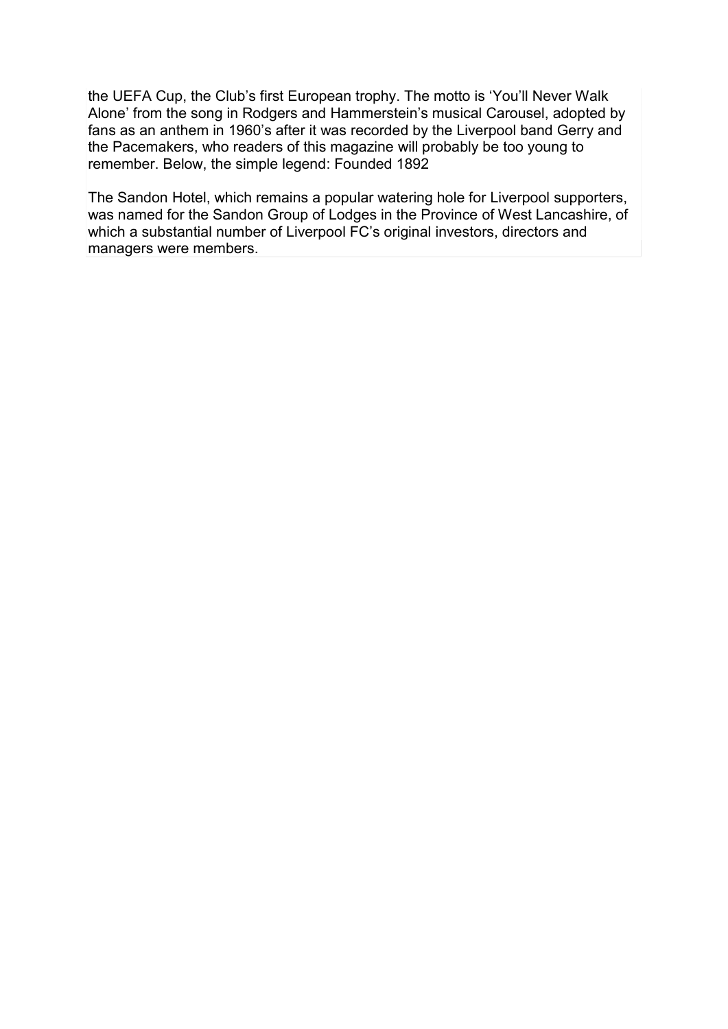the UEFA Cup, the Club's first European trophy. The motto is 'You'll Never Walk Alone' from the song in Rodgers and Hammerstein's musical Carousel, adopted by fans as an anthem in 1960's after it was recorded by the Liverpool band Gerry and the Pacemakers, who readers of this magazine will probably be too young to remember. Below, the simple legend: Founded 1892

The Sandon Hotel, which remains a popular watering hole for Liverpool supporters, was named for the Sandon Group of Lodges in the Province of West Lancashire, of which a substantial number of Liverpool FC's original investors, directors and managers were members.